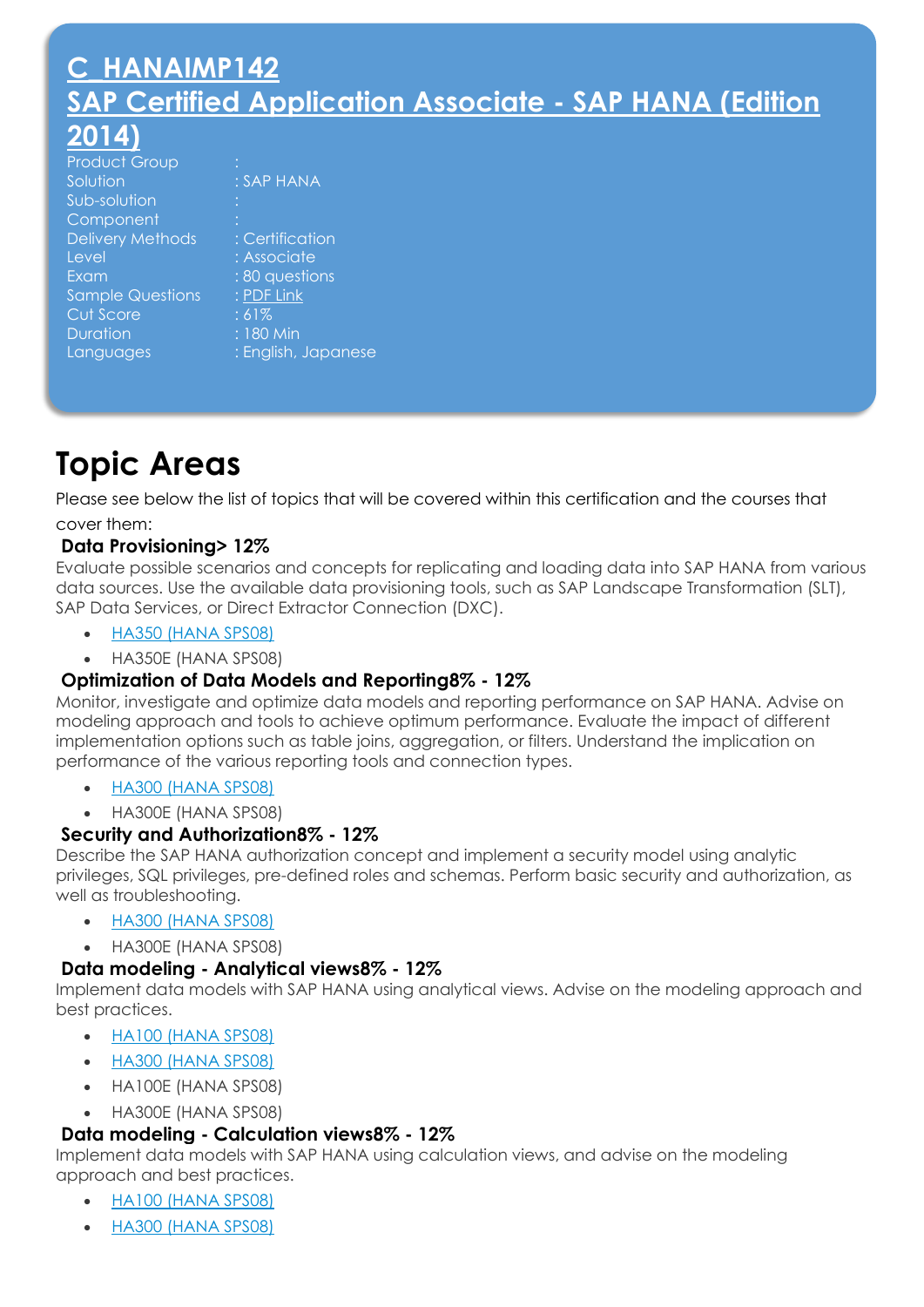# C_HANAIMP142
# SAP Certified Application Associate - SAP HANA (Edition 2014)

| | |
|---|---|
| Product Group | : |
| Solution | : SAP HANA |
| Sub-solution | : |
| Component | : |
| Delivery Methods | : Certification |
| Level | : Associate |
| Exam | : 80 questions |
| Sample Questions | : PDF Link |
| Cut Score | : 61% |
| Duration | : 180 Min |
| Languages | : English, Japanese |

# Topic Areas

Please see below the list of topics that will be covered within this certification and the courses that cover them:

### Data Provisioning> 12%

Evaluate possible scenarios and concepts for replicating and loading data into SAP HANA from various data sources. Use the available data provisioning tools, such as SAP Landscape Transformation (SLT), SAP Data Services, or Direct Extractor Connection (DXC).

- HA350 (HANA SPS08)
- HA350E (HANA SPS08)

### Optimization of Data Models and Reporting8% - 12%

Monitor, investigate and optimize data models and reporting performance on SAP HANA. Advise on modeling approach and tools to achieve optimum performance. Evaluate the impact of different implementation options such as table joins, aggregation, or filters. Understand the implication on performance of the various reporting tools and connection types.

- HA300 (HANA SPS08)
- HA300E (HANA SPS08)

### Security and Authorization8% - 12%

Describe the SAP HANA authorization concept and implement a security model using analytic privileges, SQL privileges, pre-defined roles and schemas. Perform basic security and authorization, as well as troubleshooting.

- HA300 (HANA SPS08)
- HA300E (HANA SPS08)

### Data modeling - Analytical views8% - 12%

Implement data models with SAP HANA using analytical views. Advise on the modeling approach and best practices.

- HA100 (HANA SPS08)
- HA300 (HANA SPS08)
- HA100E (HANA SPS08)
- HA300E (HANA SPS08)

### Data modeling - Calculation views8% - 12%

Implement data models with SAP HANA using calculation views, and advise on the modeling approach and best practices.

- HA100 (HANA SPS08)
- HA300 (HANA SPS08)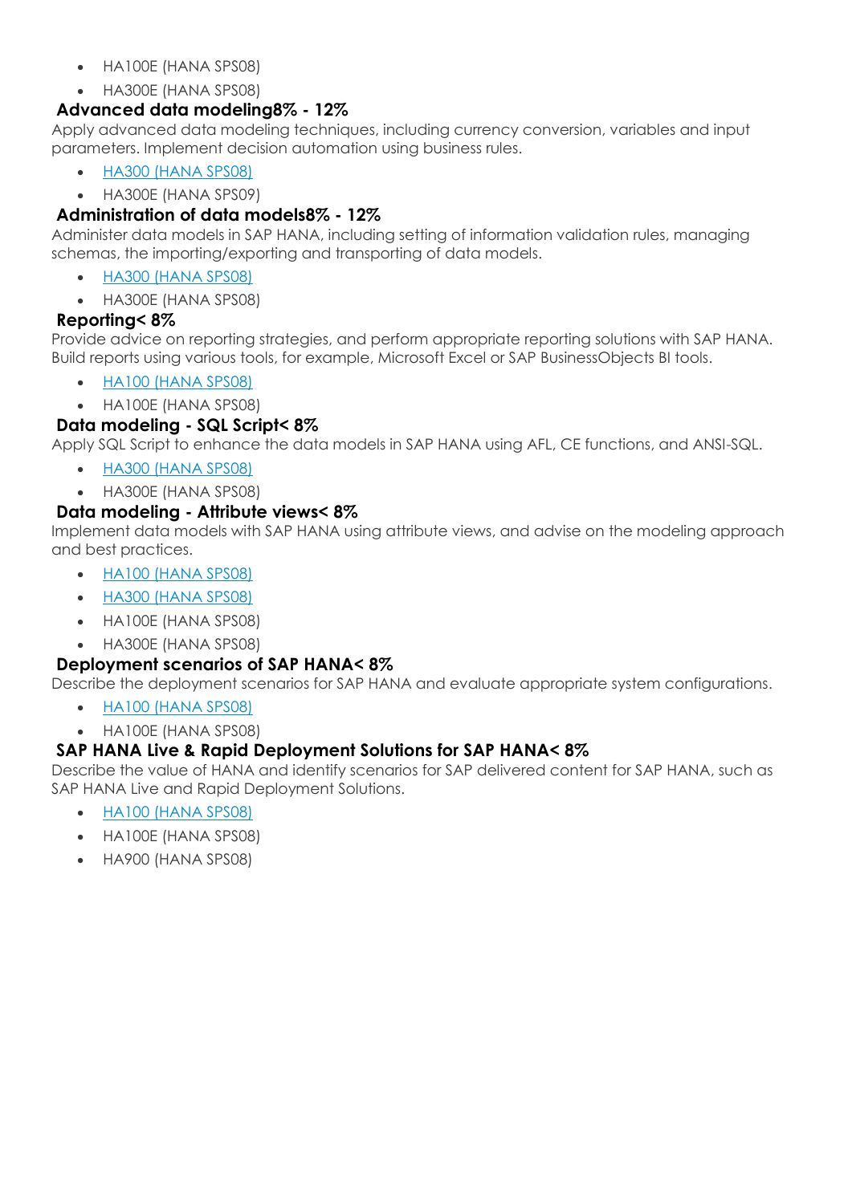- HA100E (HANA SPS08)
- HA300E (HANA SPS08)

### Advanced data modeling8% - 12%

Apply advanced data modeling techniques, including currency conversion, variables and input parameters. Implement decision automation using business rules.

- HA300 (HANA SPS08)
- HA300E (HANA SPS09)

### Administration of data models8% - 12%

Administer data models in SAP HANA, including setting of information validation rules, managing schemas, the importing/exporting and transporting of data models.

- HA300 (HANA SPS08)
- HA300E (HANA SPS08)

### Reporting< 8%

Provide advice on reporting strategies, and perform appropriate reporting solutions with SAP HANA. Build reports using various tools, for example, Microsoft Excel or SAP BusinessObjects BI tools.

- HA100 (HANA SPS08)
- HA100E (HANA SPS08)

### Data modeling - SQL Script< 8%

Apply SQL Script to enhance the data models in SAP HANA using AFL, CE functions, and ANSI-SQL.

- HA300 (HANA SPS08)
- HA300E (HANA SPS08)

### Data modeling - Attribute views< 8%

Implement data models with SAP HANA using attribute views, and advise on the modeling approach and best practices.

- HA100 (HANA SPS08)
- HA300 (HANA SPS08)
- HA100E (HANA SPS08)
- HA300E (HANA SPS08)

### Deployment scenarios of SAP HANA< 8%

Describe the deployment scenarios for SAP HANA and evaluate appropriate system configurations.

- HA100 (HANA SPS08)
- HA100E (HANA SPS08)

### SAP HANA Live & Rapid Deployment Solutions for SAP HANA< 8%

Describe the value of HANA and identify scenarios for SAP delivered content for SAP HANA, such as SAP HANA Live and Rapid Deployment Solutions.

- HA100 (HANA SPS08)
- HA100E (HANA SPS08)
- HA900 (HANA SPS08)